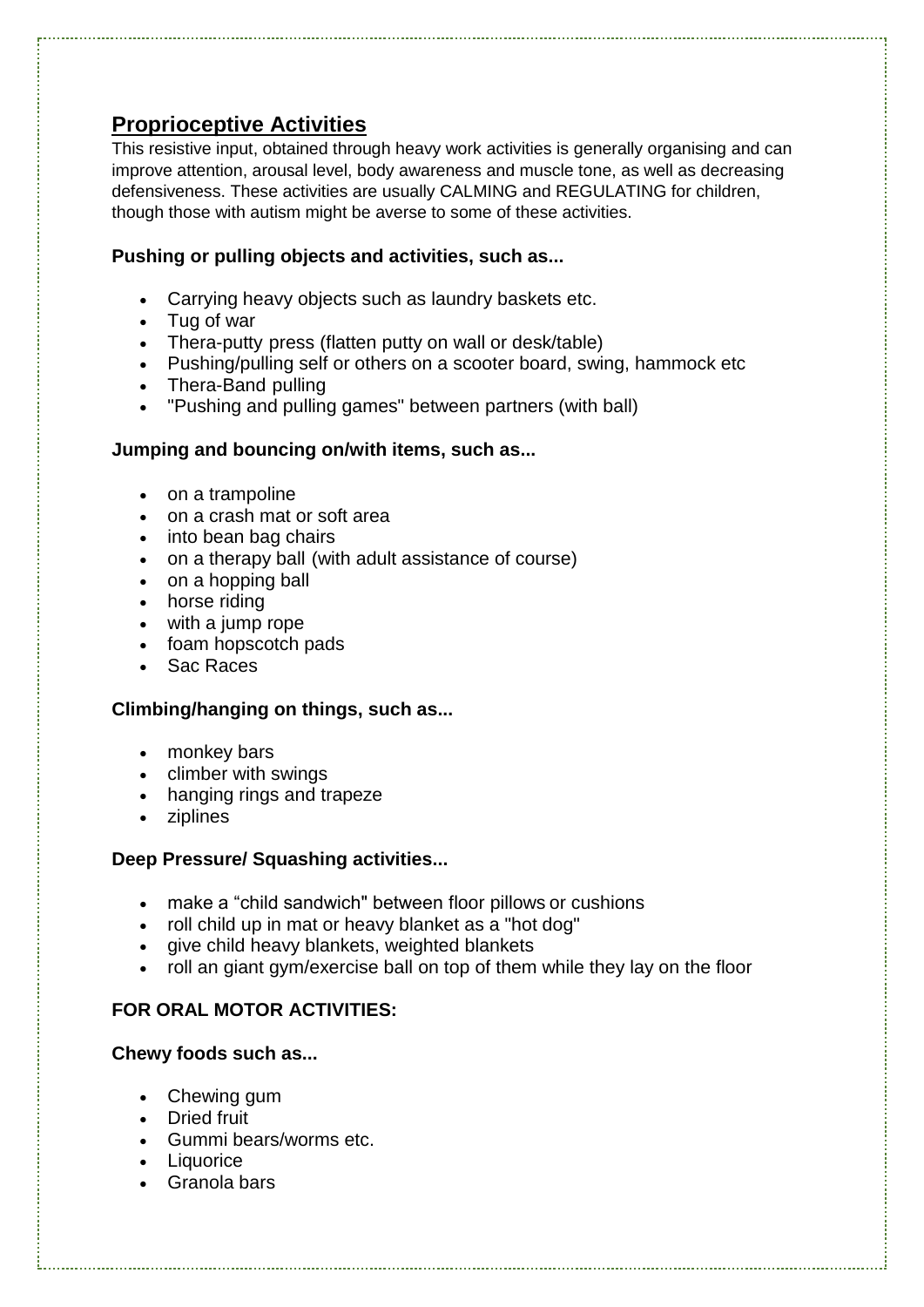## Proprioceptive Activities

This resistive input, obtained through heavy work activities is generally organising and can improve attention, arousal level, body awareness and muscle tone, as well as decreasing defensiveness. These activities are usually CALMING and REGULATING for children, though those with autism might be averse to some of these activities.

**Pushing or pulling objects and activities, such as...**

- Carrying heavy objects such as laundry baskets etc.
- Tug of war
- Thera-putty press (flatten putty on wall or desk/table)
- Pushing/pulling self or others on a scooter board, swing, hammock etc
- Thera-Band pulling
- "Pushing and pulling games" between partners (with ball)

**Jumping and bouncing on/with items, such as...**

- on a trampoline
- on a crash mat or soft area
- into bean bag chairs
- on a therapy ball (with adult assistance of course)
- on a hopping ball
- horse riding
- with a jump rope
- foam hopscotch pads
- Sac Races

**Climbing/hanging on things, such as...**

- monkey bars
- climber with swings
- hanging rings and trapeze
- ziplines

**Deep Pressure/ Squashing activities...**

- make a "child sandwich" between floor pillows or cushions
- roll child up in mat or heavy blanket as a "hot dog"
- give child heavy blankets, weighted blankets
- roll an giant gym/exercise ball on top of them while they lay on the floor

**FOR ORAL MOTOR ACTIVITIES:**

**Chewy foods such as...**

- Chewing gum
- Dried fruit
- Gummi bears/worms etc.
- Liquorice
- Granola bars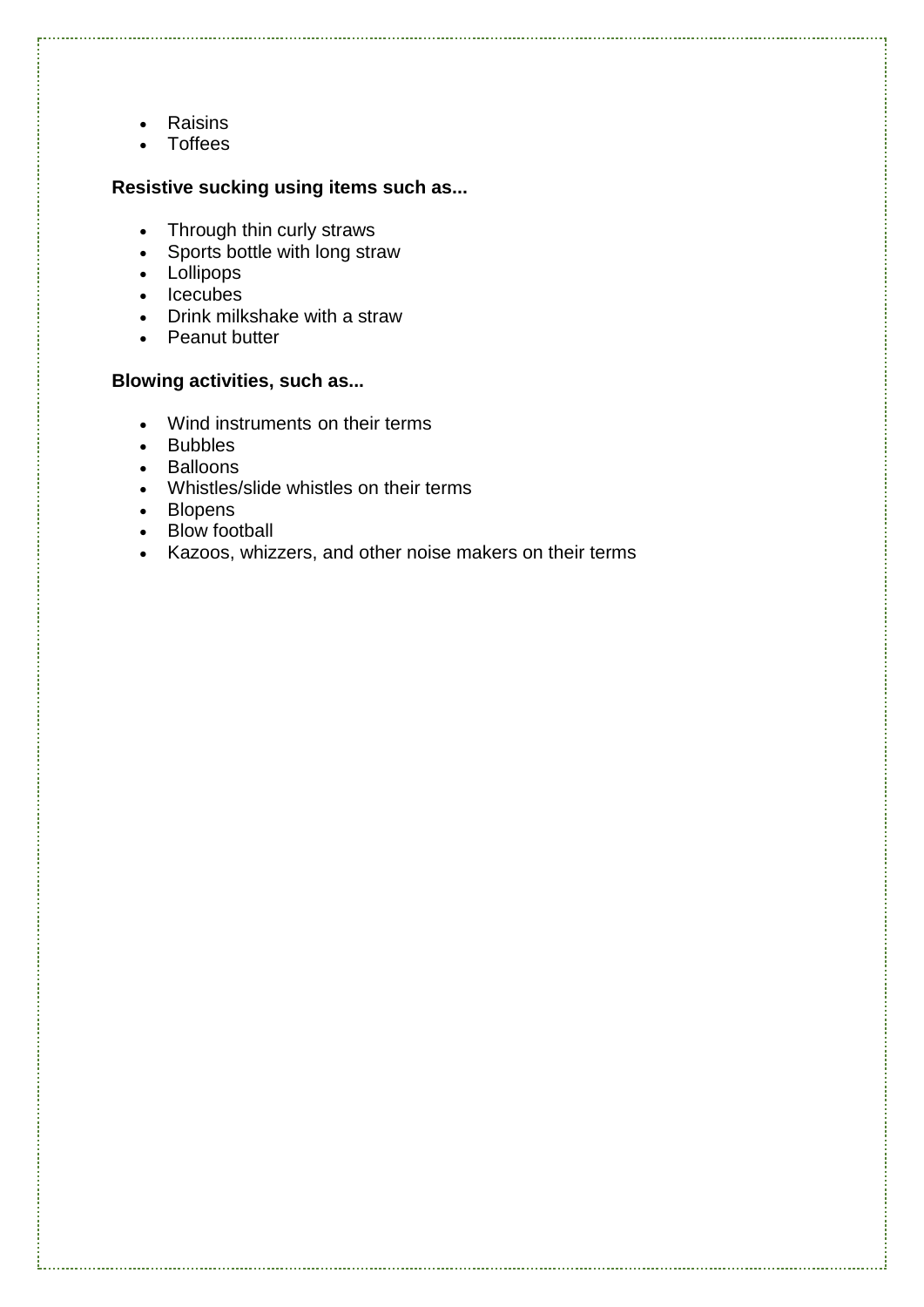- Raisins
- Toffees

**Resistive sucking using items such as...**

- Through thin curly straws
- Sports bottle with long straw
- Lollipops
- Icecubes
- Drink milkshake with a straw
- Peanut butter

**Blowing activities, such as...**

- Wind instruments on their terms
- Bubbles
- Balloons
- Whistles/slide whistles on their terms
- Blopens
- Blow football
- Kazoos, whizzers, and other noise makers on their terms